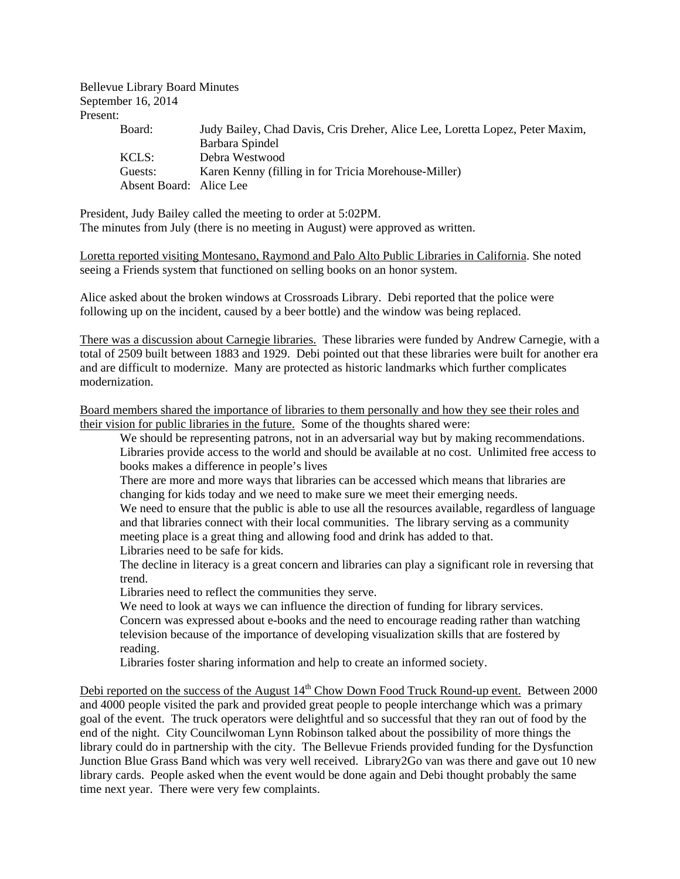Bellevue Library Board Minutes
September 16, 2014
Present:

| | |
|---|---|
| Board: | Judy Bailey, Chad Davis, Cris Dreher, Alice Lee, Loretta Lopez, Peter Maxim, Barbara Spindel |
| KCLS: | Debra Westwood |
| Guests: | Karen Kenny (filling in for Tricia Morehouse-Miller) |
| Absent Board: | Alice Lee |

President, Judy Bailey called the meeting to order at 5:02PM.
The minutes from July (there is no meeting in August) were approved as written.

Loretta reported visiting Montesano, Raymond and Palo Alto Public Libraries in California. She noted seeing a Friends system that functioned on selling books on an honor system.

Alice asked about the broken windows at Crossroads Library. Debi reported that the police were following up on the incident, caused by a beer bottle) and the window was being replaced.

There was a discussion about Carnegie libraries. These libraries were funded by Andrew Carnegie, with a total of 2509 built between 1883 and 1929. Debi pointed out that these libraries were built for another era and are difficult to modernize. Many are protected as historic landmarks which further complicates modernization.

Board members shared the importance of libraries to them personally and how they see their roles and their vision for public libraries in the future. Some of the thoughts shared were:

We should be representing patrons, not in an adversarial way but by making recommendations.
Libraries provide access to the world and should be available at no cost. Unlimited free access to books makes a difference in people's lives
There are more and more ways that libraries can be accessed which means that libraries are changing for kids today and we need to make sure we meet their emerging needs.
We need to ensure that the public is able to use all the resources available, regardless of language and that libraries connect with their local communities. The library serving as a community meeting place is a great thing and allowing food and drink has added to that.
Libraries need to be safe for kids.
The decline in literacy is a great concern and libraries can play a significant role in reversing that trend.
Libraries need to reflect the communities they serve.
We need to look at ways we can influence the direction of funding for library services.
Concern was expressed about e-books and the need to encourage reading rather than watching television because of the importance of developing visualization skills that are fostered by reading.
Libraries foster sharing information and help to create an informed society.

Debi reported on the success of the August 14th Chow Down Food Truck Round-up event. Between 2000 and 4000 people visited the park and provided great people to people interchange which was a primary goal of the event. The truck operators were delightful and so successful that they ran out of food by the end of the night. City Councilwoman Lynn Robinson talked about the possibility of more things the library could do in partnership with the city. The Bellevue Friends provided funding for the Dysfunction Junction Blue Grass Band which was very well received. Library2Go van was there and gave out 10 new library cards. People asked when the event would be done again and Debi thought probably the same time next year. There were very few complaints.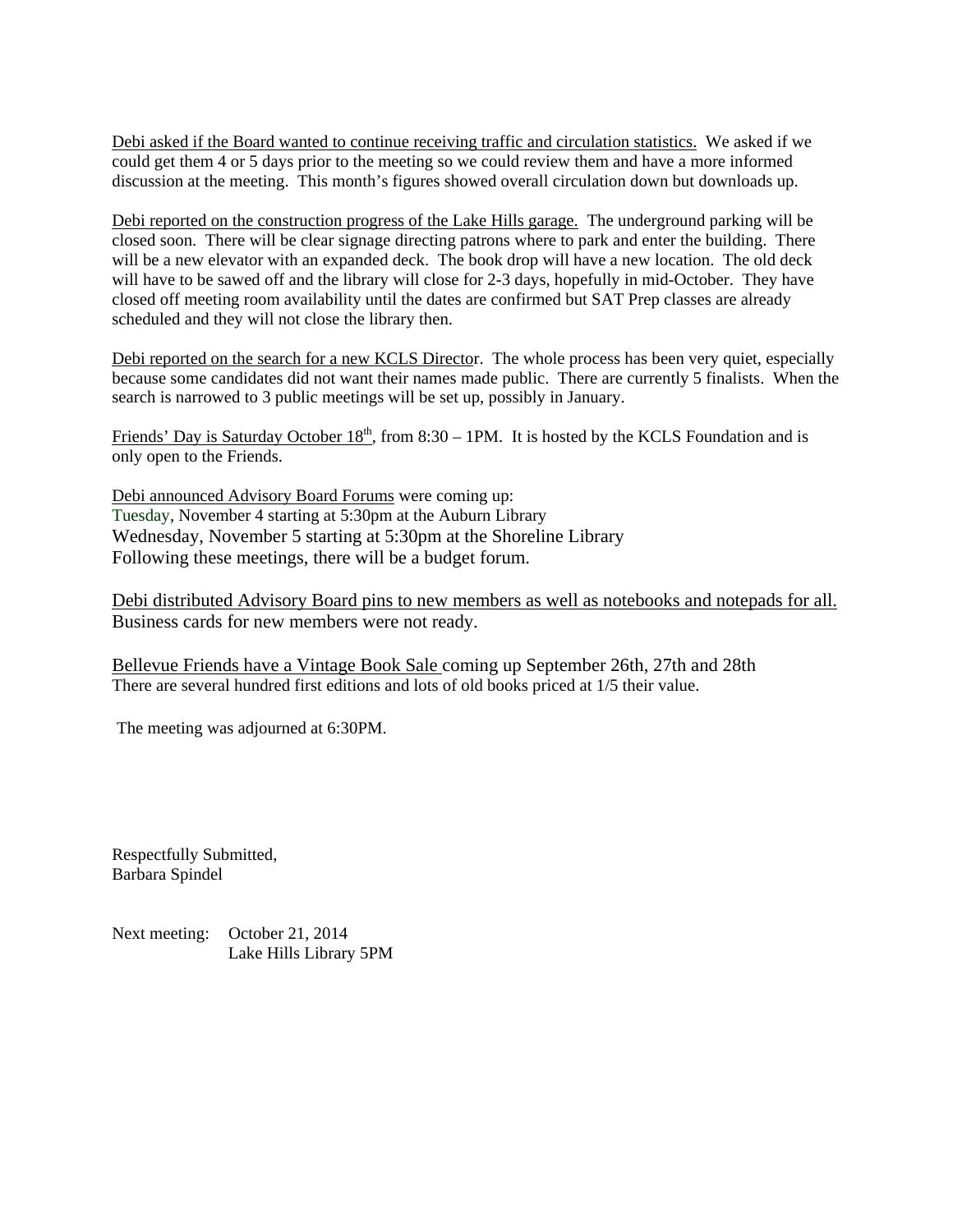Debi asked if the Board wanted to continue receiving traffic and circulation statistics. We asked if we could get them 4 or 5 days prior to the meeting so we could review them and have a more informed discussion at the meeting. This month's figures showed overall circulation down but downloads up.

Debi reported on the construction progress of the Lake Hills garage. The underground parking will be closed soon. There will be clear signage directing patrons where to park and enter the building. There will be a new elevator with an expanded deck. The book drop will have a new location. The old deck will have to be sawed off and the library will close for 2-3 days, hopefully in mid-October. They have closed off meeting room availability until the dates are confirmed but SAT Prep classes are already scheduled and they will not close the library then.

Debi reported on the search for a new KCLS Director. The whole process has been very quiet, especially because some candidates did not want their names made public. There are currently 5 finalists. When the search is narrowed to 3 public meetings will be set up, possibly in January.

Friends' Day is Saturday October 18th, from 8:30 – 1PM. It is hosted by the KCLS Foundation and is only open to the Friends.

Debi announced Advisory Board Forums were coming up:
Tuesday, November 4 starting at 5:30pm at the Auburn Library
Wednesday, November 5 starting at 5:30pm at the Shoreline Library
Following these meetings, there will be a budget forum.

Debi distributed Advisory Board pins to new members as well as notebooks and notepads for all. Business cards for new members were not ready.

Bellevue Friends have a Vintage Book Sale coming up September 26th, 27th and 28th
There are several hundred first editions and lots of old books priced at 1/5 their value.

The meeting was adjourned at 6:30PM.

Respectfully Submitted,
Barbara Spindel

Next meeting: October 21, 2014
Lake Hills Library 5PM